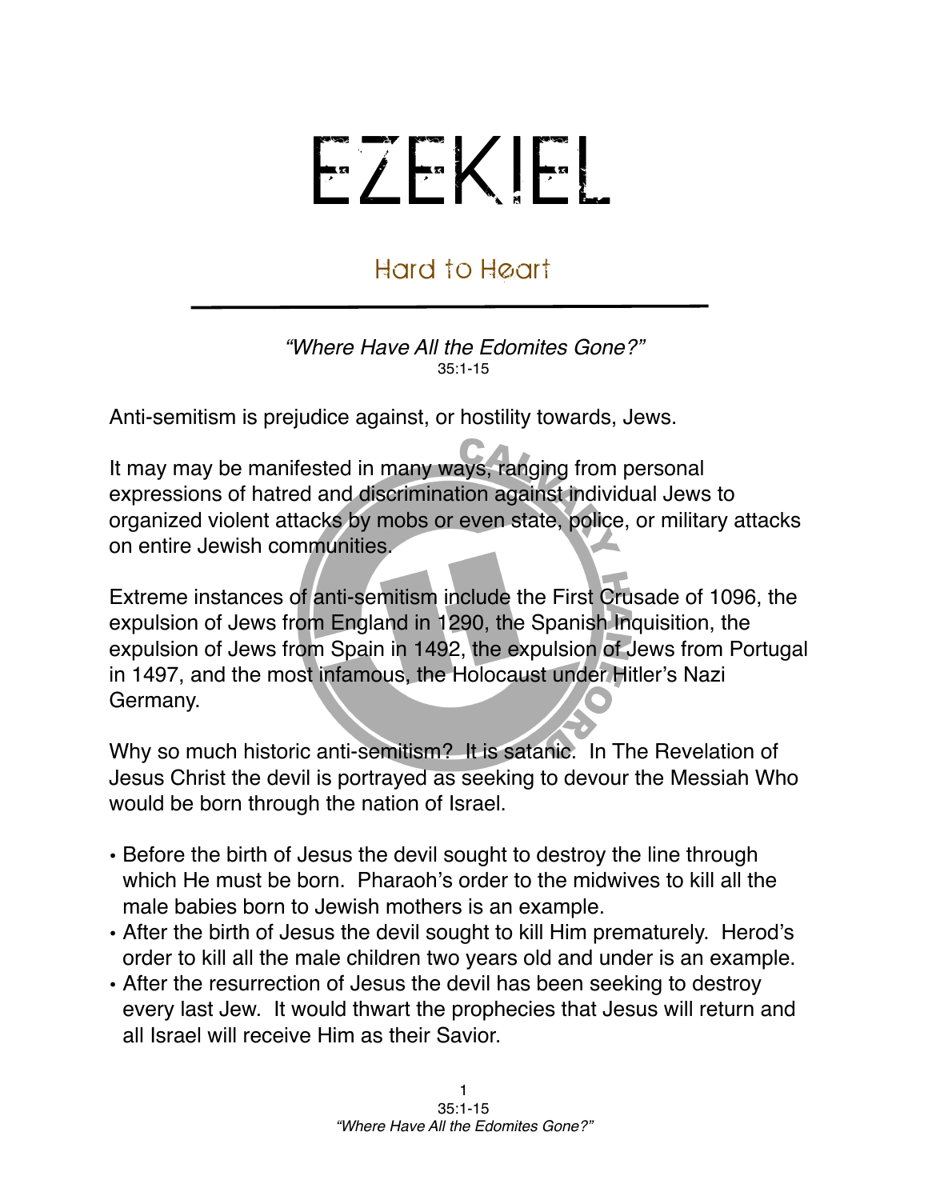# EZEKIEL

## Hard to Heart

*"Where Have All the Edomites Gone?"*
35:1-15

Anti-semitism is prejudice against, or hostility towards, Jews.

It may may be manifested in many ways, ranging from personal expressions of hatred and discrimination against individual Jews to organized violent attacks by mobs or even state, police, or military attacks on entire Jewish communities.

Extreme instances of anti-semitism include the First Crusade of 1096, the expulsion of Jews from England in 1290, the Spanish Inquisition, the expulsion of Jews from Spain in 1492, the expulsion of Jews from Portugal in 1497, and the most infamous, the Holocaust under Hitler's Nazi Germany.

Why so much historic anti-semitism? It is satanic. In The Revelation of Jesus Christ the devil is portrayed as seeking to devour the Messiah Who would be born through the nation of Israel.

- Before the birth of Jesus the devil sought to destroy the line through which He must be born. Pharaoh's order to the midwives to kill all the male babies born to Jewish mothers is an example.
- After the birth of Jesus the devil sought to kill Him prematurely. Herod's order to kill all the male children two years old and under is an example.
- After the resurrection of Jesus the devil has been seeking to destroy every last Jew. It would thwart the prophecies that Jesus will return and all Israel will receive Him as their Savior.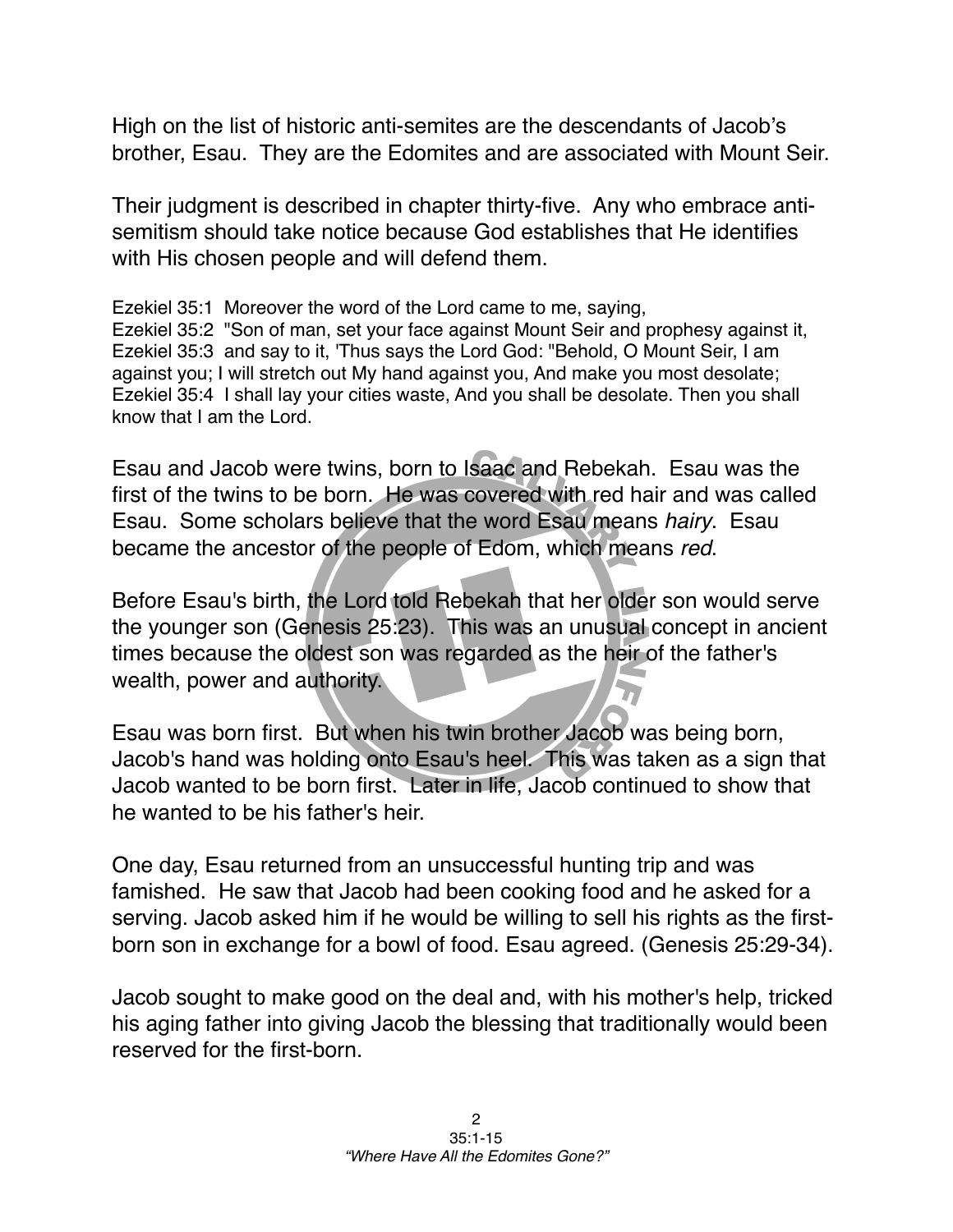High on the list of historic anti-semites are the descendants of Jacob's brother, Esau. They are the Edomites and are associated with Mount Seir.

Their judgment is described in chapter thirty-five. Any who embrace anti-semitism should take notice because God establishes that He identifies with His chosen people and will defend them.

Ezekiel 35:1 Moreover the word of the Lord came to me, saying,
Ezekiel 35:2 "Son of man, set your face against Mount Seir and prophesy against it,
Ezekiel 35:3 and say to it, 'Thus says the Lord God: "Behold, O Mount Seir, I am against you; I will stretch out My hand against you, And make you most desolate;
Ezekiel 35:4 I shall lay your cities waste, And you shall be desolate. Then you shall know that I am the Lord.

Esau and Jacob were twins, born to Isaac and Rebekah. Esau was the first of the twins to be born. He was covered with red hair and was called Esau. Some scholars believe that the word Esau means *hairy*. Esau became the ancestor of the people of Edom, which means *red*.

Before Esau's birth, the Lord told Rebekah that her older son would serve the younger son (Genesis 25:23). This was an unusual concept in ancient times because the oldest son was regarded as the heir of the father's wealth, power and authority.

Esau was born first. But when his twin brother Jacob was being born, Jacob's hand was holding onto Esau's heel. This was taken as a sign that Jacob wanted to be born first. Later in life, Jacob continued to show that he wanted to be his father's heir.

One day, Esau returned from an unsuccessful hunting trip and was famished. He saw that Jacob had been cooking food and he asked for a serving. Jacob asked him if he would be willing to sell his rights as the first-born son in exchange for a bowl of food. Esau agreed. (Genesis 25:29-34).

Jacob sought to make good on the deal and, with his mother's help, tricked his aging father into giving Jacob the blessing that traditionally would been reserved for the first-born.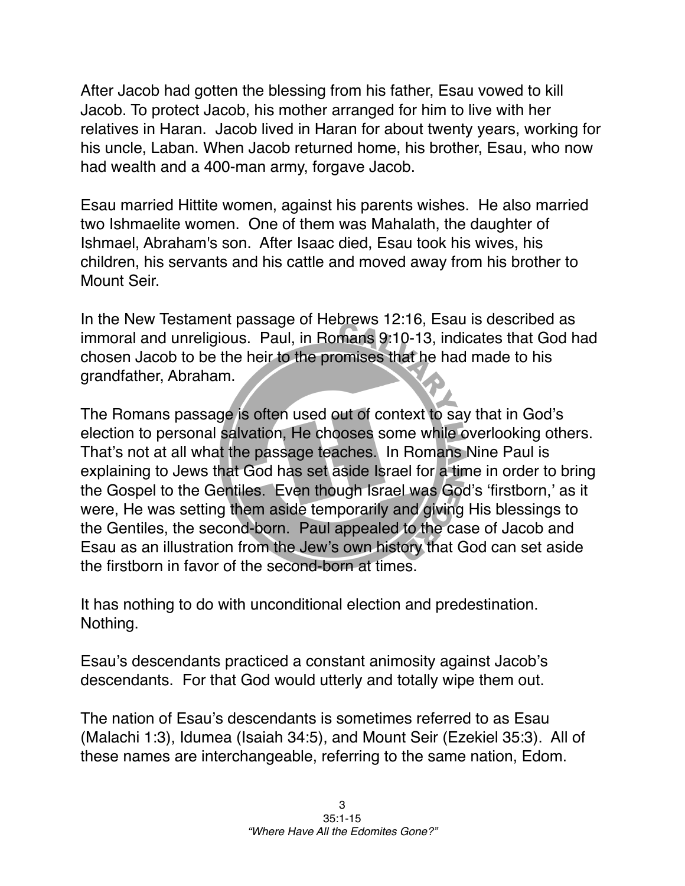After Jacob had gotten the blessing from his father, Esau vowed to kill Jacob. To protect Jacob, his mother arranged for him to live with her relatives in Haran. Jacob lived in Haran for about twenty years, working for his uncle, Laban. When Jacob returned home, his brother, Esau, who now had wealth and a 400-man army, forgave Jacob.

Esau married Hittite women, against his parents wishes. He also married two Ishmaelite women. One of them was Mahalath, the daughter of Ishmael, Abraham's son. After Isaac died, Esau took his wives, his children, his servants and his cattle and moved away from his brother to Mount Seir.

In the New Testament passage of Hebrews 12:16, Esau is described as immoral and unreligious. Paul, in Romans 9:10-13, indicates that God had chosen Jacob to be the heir to the promises that he had made to his grandfather, Abraham.

The Romans passage is often used out of context to say that in God's election to personal salvation, He chooses some while overlooking others. That's not at all what the passage teaches. In Romans Nine Paul is explaining to Jews that God has set aside Israel for a time in order to bring the Gospel to the Gentiles. Even though Israel was God's 'firstborn,' as it were, He was setting them aside temporarily and giving His blessings to the Gentiles, the second-born. Paul appealed to the case of Jacob and Esau as an illustration from the Jew's own history that God can set aside the firstborn in favor of the second-born at times.

It has nothing to do with unconditional election and predestination. Nothing.

Esau's descendants practiced a constant animosity against Jacob's descendants. For that God would utterly and totally wipe them out.

The nation of Esau's descendants is sometimes referred to as Esau (Malachi 1:3), Idumea (Isaiah 34:5), and Mount Seir (Ezekiel 35:3). All of these names are interchangeable, referring to the same nation, Edom.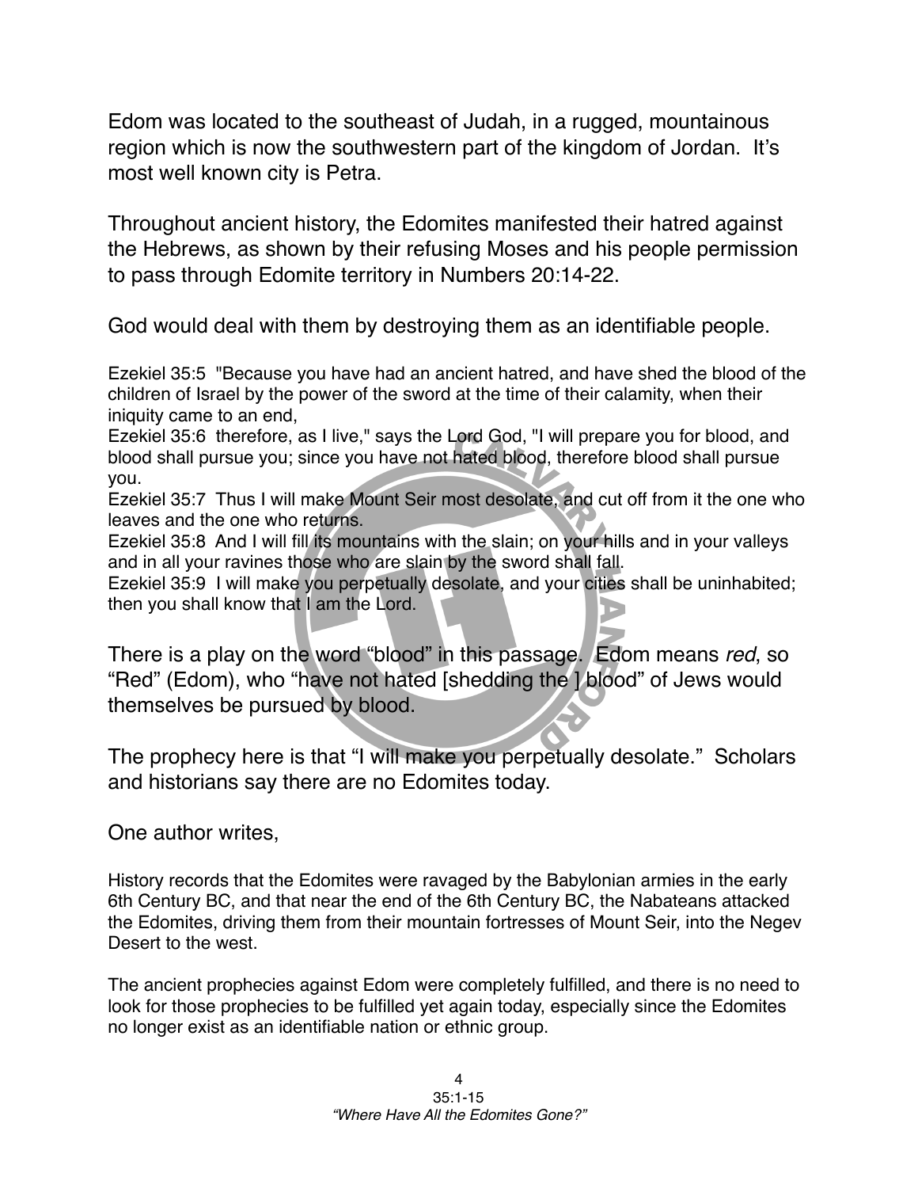Edom was located to the southeast of Judah, in a rugged, mountainous region which is now the southwestern part of the kingdom of Jordan. It's most well known city is Petra.

Throughout ancient history, the Edomites manifested their hatred against the Hebrews, as shown by their refusing Moses and his people permission to pass through Edomite territory in Numbers 20:14-22.

God would deal with them by destroying them as an identifiable people.

Ezekiel 35:5 "Because you have had an ancient hatred, and have shed the blood of the children of Israel by the power of the sword at the time of their calamity, when their iniquity came to an end,
Ezekiel 35:6 therefore, as I live," says the Lord God, "I will prepare you for blood, and blood shall pursue you; since you have not hated blood, therefore blood shall pursue you.
Ezekiel 35:7 Thus I will make Mount Seir most desolate, and cut off from it the one who leaves and the one who returns.
Ezekiel 35:8 And I will fill its mountains with the slain; on your hills and in your valleys and in all your ravines those who are slain by the sword shall fall.
Ezekiel 35:9 I will make you perpetually desolate, and your cities shall be uninhabited; then you shall know that I am the Lord.

There is a play on the word "blood" in this passage. Edom means *red*, so "Red" (Edom), who "have not hated [shedding the ] blood" of Jews would themselves be pursued by blood.

The prophecy here is that "I will make you perpetually desolate." Scholars and historians say there are no Edomites today.

One author writes,

History records that the Edomites were ravaged by the Babylonian armies in the early 6th Century BC, and that near the end of the 6th Century BC, the Nabateans attacked the Edomites, driving them from their mountain fortresses of Mount Seir, into the Negev Desert to the west.

The ancient prophecies against Edom were completely fulfilled, and there is no need to look for those prophecies to be fulfilled yet again today, especially since the Edomites no longer exist as an identifiable nation or ethnic group.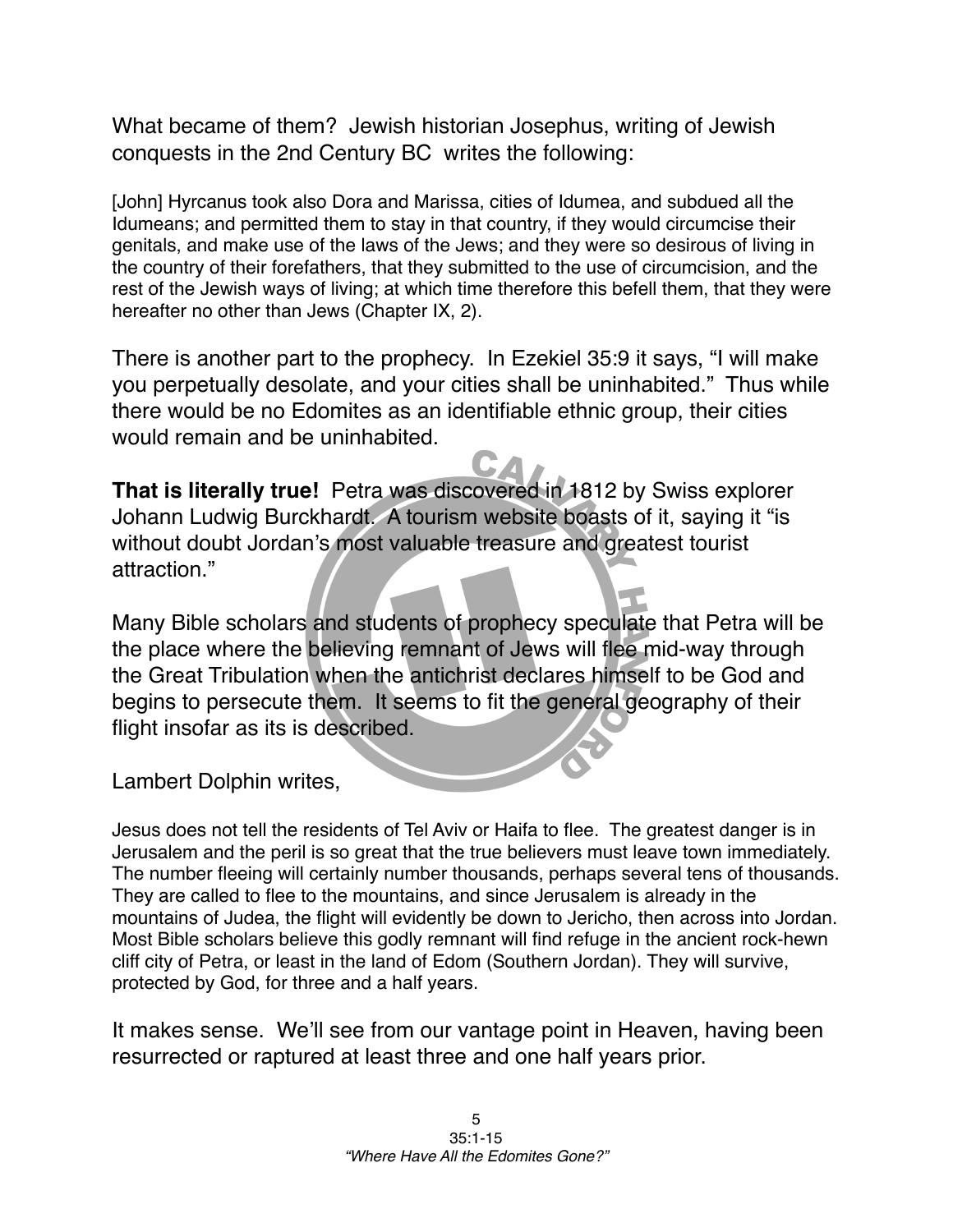What became of them? Jewish historian Josephus, writing of Jewish conquests in the 2nd Century BC writes the following:

> [John] Hyrcanus took also Dora and Marissa, cities of Idumea, and subdued all the Idumeans; and permitted them to stay in that country, if they would circumcise their genitals, and make use of the laws of the Jews; and they were so desirous of living in the country of their forefathers, that they submitted to the use of circumcision, and the rest of the Jewish ways of living; at which time therefore this befell them, that they were hereafter no other than Jews (Chapter IX, 2).

There is another part to the prophecy. In Ezekiel 35:9 it says, "I will make you perpetually desolate, and your cities shall be uninhabited." Thus while there would be no Edomites as an identifiable ethnic group, their cities would remain and be uninhabited.

**That is literally true!** Petra was discovered in 1812 by Swiss explorer Johann Ludwig Burckhardt. A tourism website boasts of it, saying it "is without doubt Jordan's most valuable treasure and greatest tourist attraction."

Many Bible scholars and students of prophecy speculate that Petra will be the place where the believing remnant of Jews will flee mid-way through the Great Tribulation when the antichrist declares himself to be God and begins to persecute them. It seems to fit the general geography of their flight insofar as its is described.

Lambert Dolphin writes,

> Jesus does not tell the residents of Tel Aviv or Haifa to flee. The greatest danger is in Jerusalem and the peril is so great that the true believers must leave town immediately. The number fleeing will certainly number thousands, perhaps several tens of thousands. They are called to flee to the mountains, and since Jerusalem is already in the mountains of Judea, the flight will evidently be down to Jericho, then across into Jordan. Most Bible scholars believe this godly remnant will find refuge in the ancient rock-hewn cliff city of Petra, or least in the land of Edom (Southern Jordan). They will survive, protected by God, for three and a half years.

It makes sense. We'll see from our vantage point in Heaven, having been resurrected or raptured at least three and one half years prior.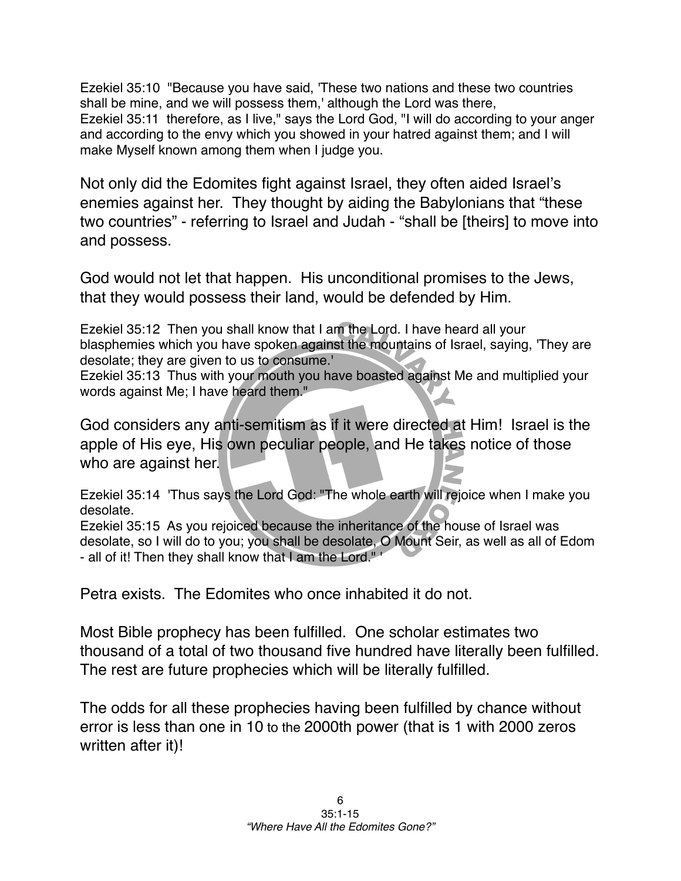Ezekiel 35:10 "Because you have said, 'These two nations and these two countries shall be mine, and we will possess them,' although the Lord was there,
Ezekiel 35:11 therefore, as I live," says the Lord God, "I will do according to your anger and according to the envy which you showed in your hatred against them; and I will make Myself known among them when I judge you.

Not only did the Edomites fight against Israel, they often aided Israel's enemies against her. They thought by aiding the Babylonians that "these two countries" - referring to Israel and Judah - "shall be [theirs] to move into and possess.

God would not let that happen. His unconditional promises to the Jews, that they would possess their land, would be defended by Him.

Ezekiel 35:12 Then you shall know that I am the Lord. I have heard all your blasphemies which you have spoken against the mountains of Israel, saying, 'They are desolate; they are given to us to consume.'
Ezekiel 35:13 Thus with your mouth you have boasted against Me and multiplied your words against Me; I have heard them."

God considers any anti-semitism as if it were directed at Him! Israel is the apple of His eye, His own peculiar people, and He takes notice of those who are against her.

Ezekiel 35:14 'Thus says the Lord God: "The whole earth will rejoice when I make you desolate.
Ezekiel 35:15 As you rejoiced because the inheritance of the house of Israel was desolate, so I will do to you; you shall be desolate, O Mount Seir, as well as all of Edom - all of it! Then they shall know that I am the Lord." '

Petra exists. The Edomites who once inhabited it do not.

Most Bible prophecy has been fulfilled. One scholar estimates two thousand of a total of two thousand five hundred have literally been fulfilled. The rest are future prophecies which will be literally fulfilled.

The odds for all these prophecies having been fulfilled by chance without error is less than one in 10 to the 2000th power (that is 1 with 2000 zeros written after it)!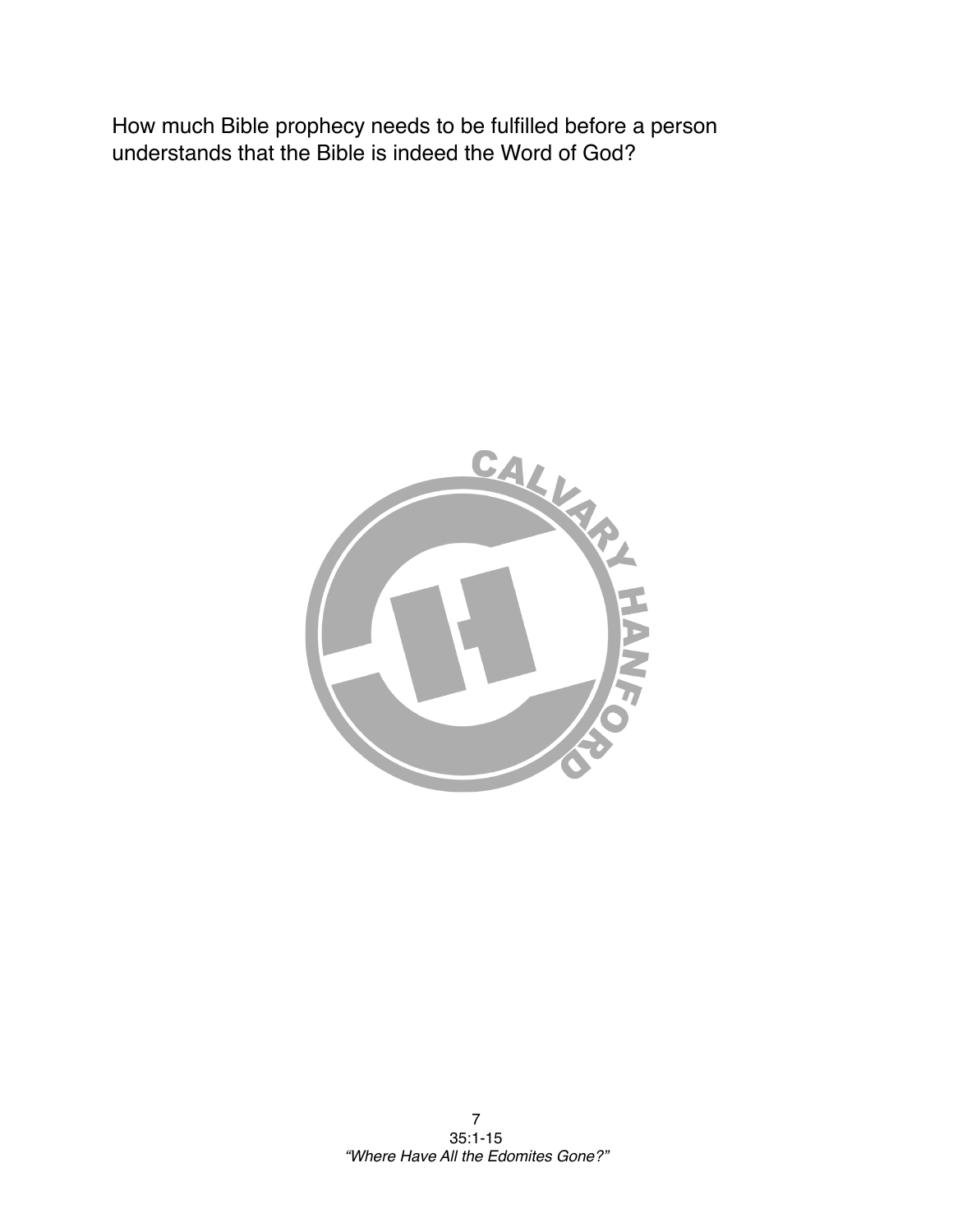How much Bible prophecy needs to be fulfilled before a person understands that the Bible is indeed the Word of God?